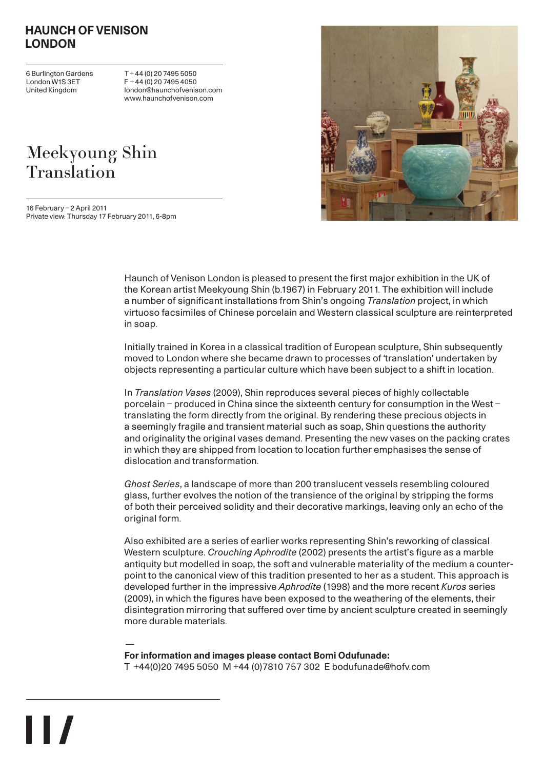**HAUNCH OF VENISON LONDON**

6 Burlington Gardens
London W1S 3ET
United Kingdom

T +44 (0) 20 7495 5050
F +44 (0) 20 7495 4050
london@haunchofvenison.com
www.haunchofvenison.com

# Meekyoung Shin Translation

16 February – 2 April 2011
Private view: Thursday 17 February 2011, 6-8pm

Haunch of Venison London is pleased to present the first major exhibition in the UK of the Korean artist Meekyoung Shin (b.1967) in February 2011. The exhibition will include a number of significant installations from Shin's ongoing *Translation* project, in which virtuoso facsimiles of Chinese porcelain and Western classical sculpture are reinterpreted in soap.

Initially trained in Korea in a classical tradition of European sculpture, Shin subsequently moved to London where she became drawn to processes of 'translation' undertaken by objects representing a particular culture which have been subject to a shift in location.

In *Translation Vases* (2009), Shin reproduces several pieces of highly collectable porcelain – produced in China since the sixteenth century for consumption in the West – translating the form directly from the original. By rendering these precious objects in a seemingly fragile and transient material such as soap, Shin questions the authority and originality the original vases demand. Presenting the new vases on the packing crates in which they are shipped from location to location further emphasises the sense of dislocation and transformation.

*Ghost Series*, a landscape of more than 200 translucent vessels resembling coloured glass, further evolves the notion of the transience of the original by stripping the forms of both their perceived solidity and their decorative markings, leaving only an echo of the original form.

Also exhibited are a series of earlier works representing Shin's reworking of classical Western sculpture. *Crouching Aphrodite* (2002) presents the artist's figure as a marble antiquity but modelled in soap, the soft and vulnerable materiality of the medium a counter-point to the canonical view of this tradition presented to her as a student. This approach is developed further in the impressive *Aphrodite* (1998) and the more recent *Kuros* series (2009), in which the figures have been exposed to the weathering of the elements, their disintegration mirroring that suffered over time by ancient sculpture created in seemingly more durable materials.

—

**For information and images please contact Bomi Odufunade:**
T +44(0)20 7495 5050 M +44 (0)7810 757 302 E bodufunade@hofv.com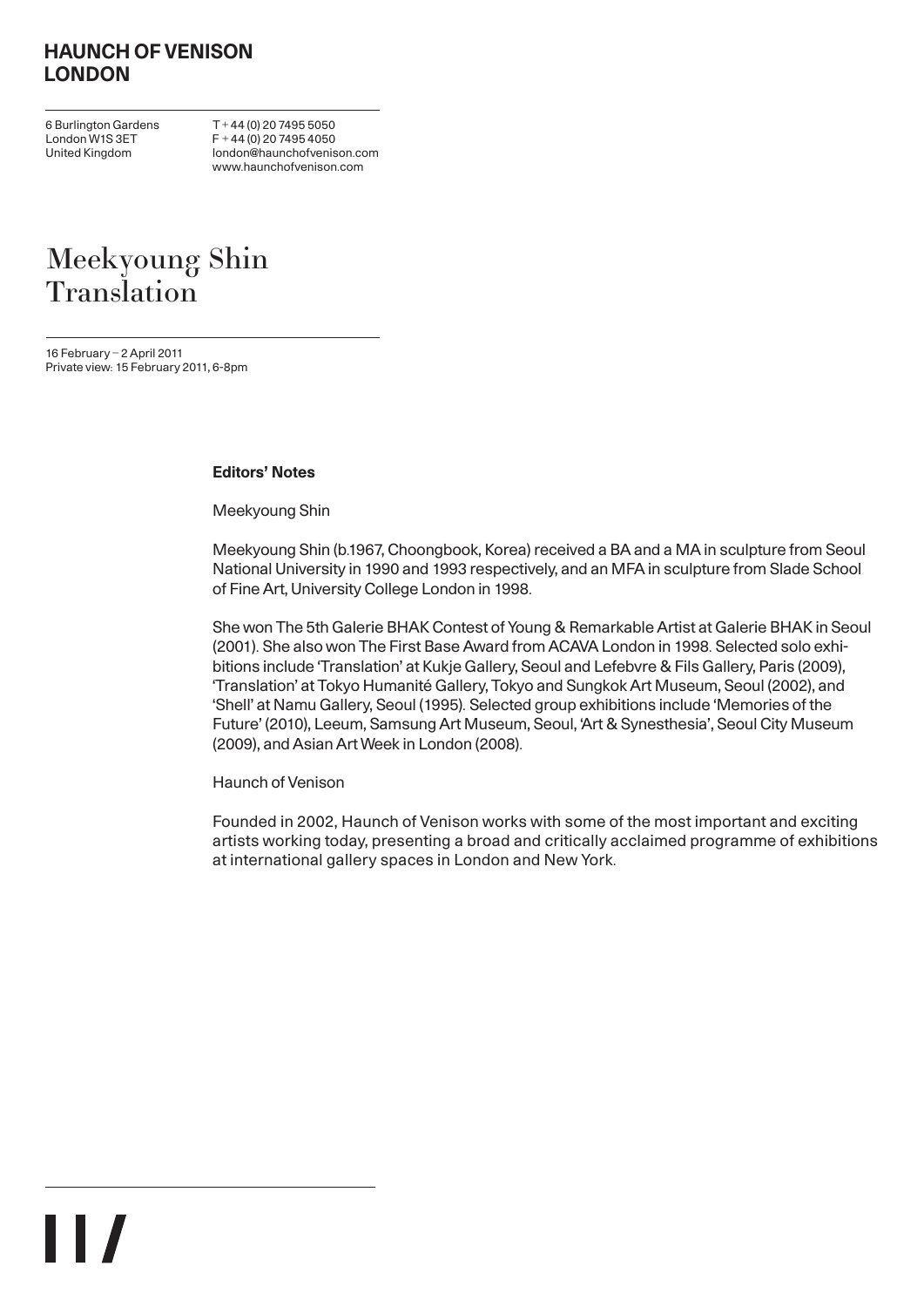**HAUNCH OF VENISON LONDON**

6 Burlington Gardens
London W1S 3ET
United Kingdom

T + 44 (0) 20 7495 5050
F + 44 (0) 20 7495 4050
london@haunchofvenison.com
www.haunchofvenison.com

# Meekyoung Shin Translation

16 February – 2 April 2011
Private view: 15 February 2011, 6-8pm

**Editors' Notes**

Meekyoung Shin

Meekyoung Shin (b.1967, Choongbook, Korea) received a BA and a MA in sculpture from Seoul National University in 1990 and 1993 respectively, and an MFA in sculpture from Slade School of Fine Art, University College London in 1998.

She won The 5th Galerie BHAK Contest of Young & Remarkable Artist at Galerie BHAK in Seoul (2001). She also won The First Base Award from ACAVA London in 1998. Selected solo exhibitions include 'Translation' at Kukje Gallery, Seoul and Lefebvre & Fils Gallery, Paris (2009), 'Translation' at Tokyo Humanité Gallery, Tokyo and Sungkok Art Museum, Seoul (2002), and 'Shell' at Namu Gallery, Seoul (1995). Selected group exhibitions include 'Memories of the Future' (2010), Leeum, Samsung Art Museum, Seoul, 'Art & Synesthesia', Seoul City Museum (2009), and Asian Art Week in London (2008).

Haunch of Venison

Founded in 2002, Haunch of Venison works with some of the most important and exciting artists working today, presenting a broad and critically acclaimed programme of exhibitions at international gallery spaces in London and New York.